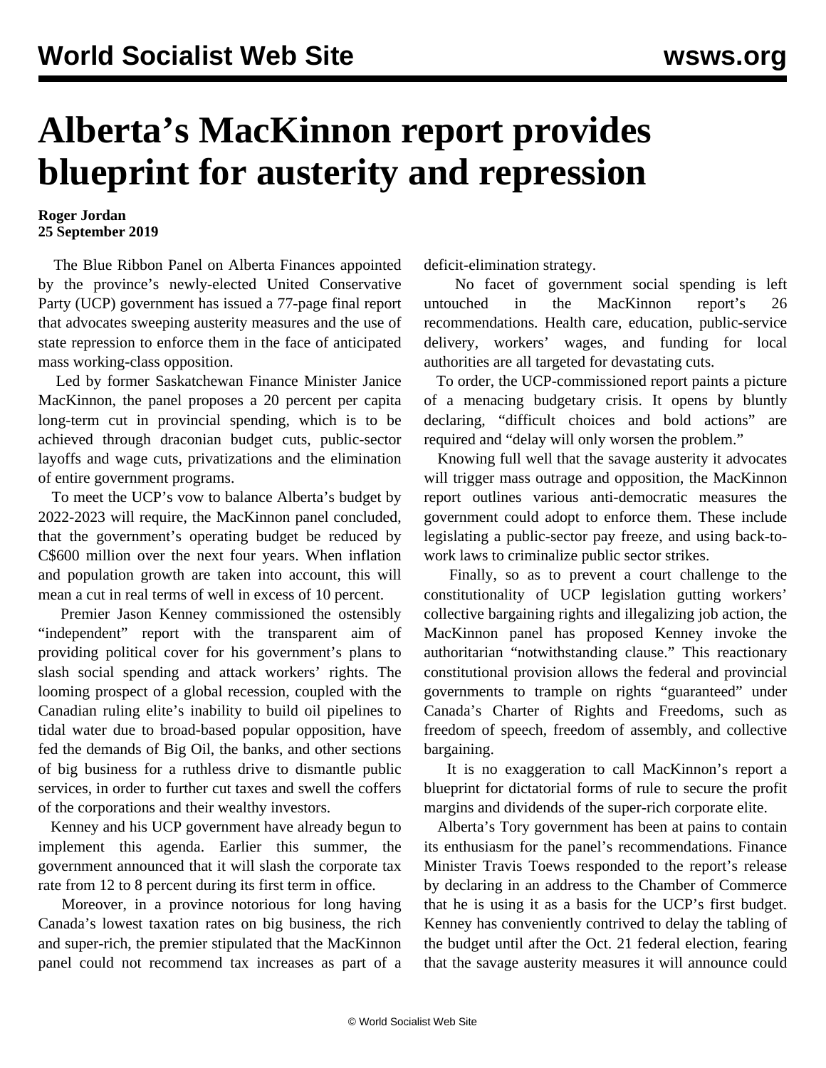# Alberta's MacKinnon report provides blueprint for austerity and repression

**Roger Jordan**
**25 September 2019**

The Blue Ribbon Panel on Alberta Finances appointed by the province's newly-elected United Conservative Party (UCP) government has issued a 77-page final report that advocates sweeping austerity measures and the use of state repression to enforce them in the face of anticipated mass working-class opposition.

Led by former Saskatchewan Finance Minister Janice MacKinnon, the panel proposes a 20 percent per capita long-term cut in provincial spending, which is to be achieved through draconian budget cuts, public-sector layoffs and wage cuts, privatizations and the elimination of entire government programs.

To meet the UCP's vow to balance Alberta's budget by 2022-2023 will require, the MacKinnon panel concluded, that the government's operating budget be reduced by C$600 million over the next four years. When inflation and population growth are taken into account, this will mean a cut in real terms of well in excess of 10 percent.

Premier Jason Kenney commissioned the ostensibly "independent" report with the transparent aim of providing political cover for his government's plans to slash social spending and attack workers' rights. The looming prospect of a global recession, coupled with the Canadian ruling elite's inability to build oil pipelines to tidal water due to broad-based popular opposition, have fed the demands of Big Oil, the banks, and other sections of big business for a ruthless drive to dismantle public services, in order to further cut taxes and swell the coffers of the corporations and their wealthy investors.

Kenney and his UCP government have already begun to implement this agenda. Earlier this summer, the government announced that it will slash the corporate tax rate from 12 to 8 percent during its first term in office.

Moreover, in a province notorious for long having Canada's lowest taxation rates on big business, the rich and super-rich, the premier stipulated that the MacKinnon panel could not recommend tax increases as part of a deficit-elimination strategy.

No facet of government social spending is left untouched in the MacKinnon report's 26 recommendations. Health care, education, public-service delivery, workers' wages, and funding for local authorities are all targeted for devastating cuts.

To order, the UCP-commissioned report paints a picture of a menacing budgetary crisis. It opens by bluntly declaring, "difficult choices and bold actions" are required and "delay will only worsen the problem."

Knowing full well that the savage austerity it advocates will trigger mass outrage and opposition, the MacKinnon report outlines various anti-democratic measures the government could adopt to enforce them. These include legislating a public-sector pay freeze, and using back-to-work laws to criminalize public sector strikes.

Finally, so as to prevent a court challenge to the constitutionality of UCP legislation gutting workers' collective bargaining rights and illegalizing job action, the MacKinnon panel has proposed Kenney invoke the authoritarian "notwithstanding clause." This reactionary constitutional provision allows the federal and provincial governments to trample on rights "guaranteed" under Canada's Charter of Rights and Freedoms, such as freedom of speech, freedom of assembly, and collective bargaining.

It is no exaggeration to call MacKinnon's report a blueprint for dictatorial forms of rule to secure the profit margins and dividends of the super-rich corporate elite.

Alberta's Tory government has been at pains to contain its enthusiasm for the panel's recommendations. Finance Minister Travis Toews responded to the report's release by declaring in an address to the Chamber of Commerce that he is using it as a basis for the UCP's first budget. Kenney has conveniently contrived to delay the tabling of the budget until after the Oct. 21 federal election, fearing that the savage austerity measures it will announce could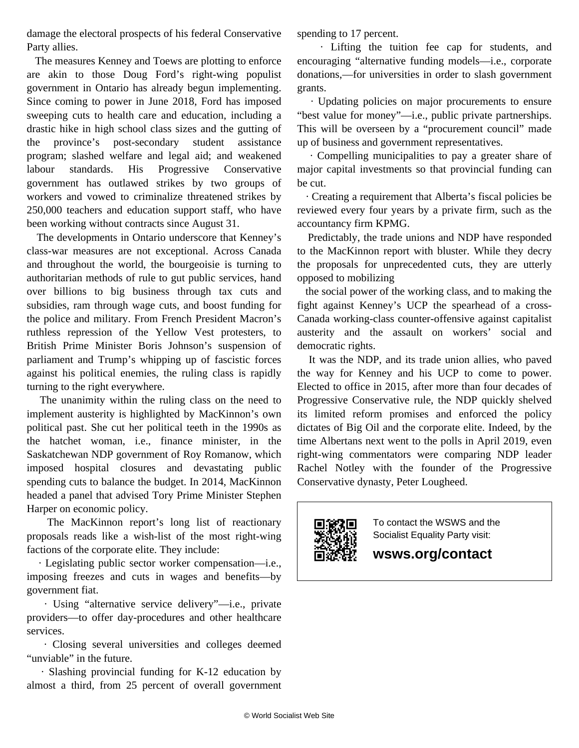damage the electoral prospects of his federal Conservative Party allies.

The measures Kenney and Toews are plotting to enforce are akin to those Doug Ford's right-wing populist government in Ontario has already begun implementing. Since coming to power in June 2018, Ford has imposed sweeping cuts to health care and education, including a drastic hike in high school class sizes and the gutting of the province's post-secondary student assistance program; slashed welfare and legal aid; and weakened labour standards. His Progressive Conservative government has outlawed strikes by two groups of workers and vowed to criminalize threatened strikes by 250,000 teachers and education support staff, who have been working without contracts since August 31.

The developments in Ontario underscore that Kenney's class-war measures are not exceptional. Across Canada and throughout the world, the bourgeoisie is turning to authoritarian methods of rule to gut public services, hand over billions to big business through tax cuts and subsidies, ram through wage cuts, and boost funding for the police and military. From French President Macron's ruthless repression of the Yellow Vest protesters, to British Prime Minister Boris Johnson's suspension of parliament and Trump's whipping up of fascistic forces against his political enemies, the ruling class is rapidly turning to the right everywhere.

The unanimity within the ruling class on the need to implement austerity is highlighted by MacKinnon's own political past. She cut her political teeth in the 1990s as the hatchet woman, i.e., finance minister, in the Saskatchewan NDP government of Roy Romanow, which imposed hospital closures and devastating public spending cuts to balance the budget. In 2014, MacKinnon headed a panel that advised Tory Prime Minister Stephen Harper on economic policy.

The MacKinnon report's long list of reactionary proposals reads like a wish-list of the most right-wing factions of the corporate elite. They include:

· Legislating public sector worker compensation—i.e., imposing freezes and cuts in wages and benefits—by government fiat.

· Using "alternative service delivery"—i.e., private providers—to offer day-procedures and other healthcare services.

· Closing several universities and colleges deemed "unviable" in the future.

· Slashing provincial funding for K-12 education by almost a third, from 25 percent of overall government spending to 17 percent.

· Lifting the tuition fee cap for students, and encouraging "alternative funding models—i.e., corporate donations,—for universities in order to slash government grants.

· Updating policies on major procurements to ensure "best value for money"—i.e., public private partnerships. This will be overseen by a "procurement council" made up of business and government representatives.

· Compelling municipalities to pay a greater share of major capital investments so that provincial funding can be cut.

· Creating a requirement that Alberta's fiscal policies be reviewed every four years by a private firm, such as the accountancy firm KPMG.

Predictably, the trade unions and NDP have responded to the MacKinnon report with bluster. While they decry the proposals for unprecedented cuts, they are utterly opposed to mobilizing the social power of the working class, and to making the fight against Kenney's UCP the spearhead of a cross-Canada working-class counter-offensive against capitalist austerity and the assault on workers' social and democratic rights.

It was the NDP, and its trade union allies, who paved the way for Kenney and his UCP to come to power. Elected to office in 2015, after more than four decades of Progressive Conservative rule, the NDP quickly shelved its limited reform promises and enforced the policy dictates of Big Oil and the corporate elite. Indeed, by the time Albertans next went to the polls in April 2019, even right-wing commentators were comparing NDP leader Rachel Notley with the founder of the Progressive Conservative dynasty, Peter Lougheed.

To contact the WSWS and the Socialist Equality Party visit:

**wsws.org/contact**